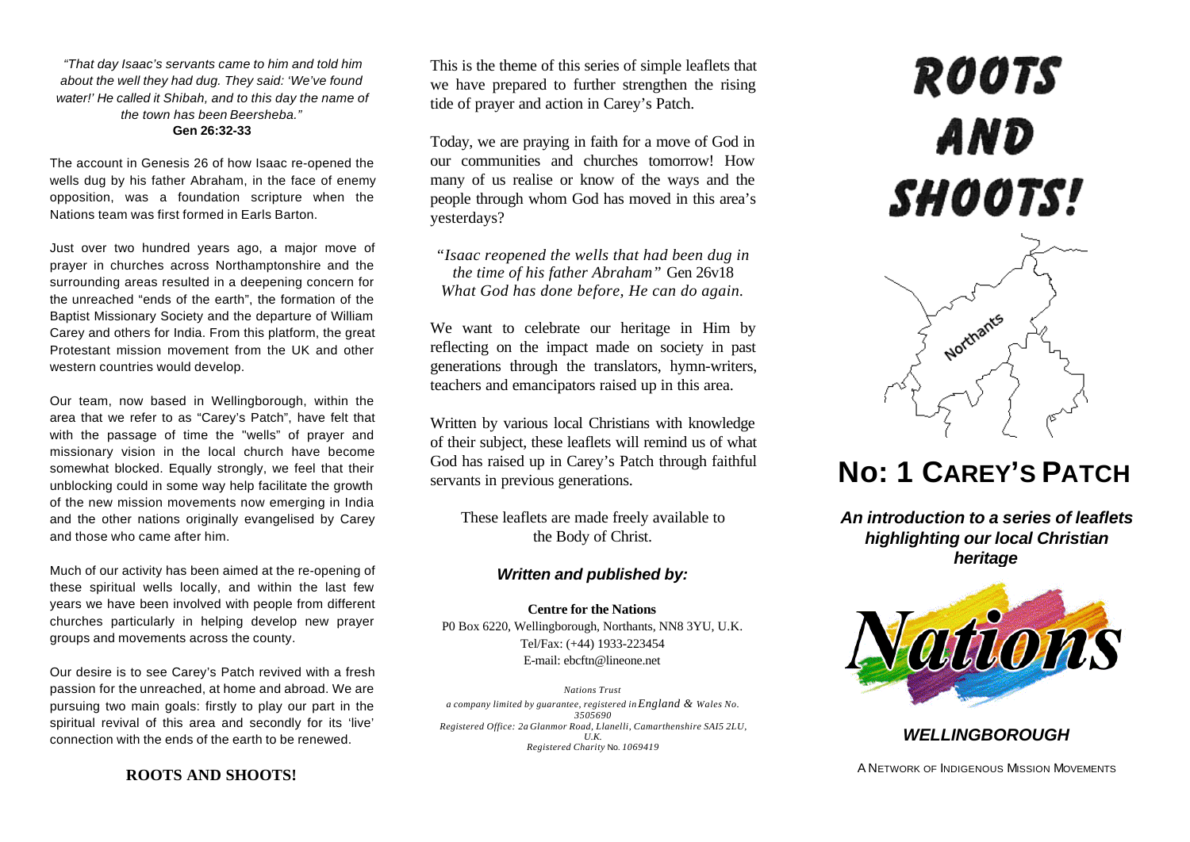*"That day Isaac's servants came to him and told him about the well they had dug. They said: 'We've found water!' He called it Shibah, and to this day the name of the town has been Beersheba."*
**Gen 26:32-33**

The account in Genesis 26 of how Isaac re-opened the wells dug by his father Abraham, in the face of enemy opposition, was a foundation scripture when the Nations team was first formed in Earls Barton.

Just over two hundred years ago, a major move of prayer in churches across Northamptonshire and the surrounding areas resulted in a deepening concern for the unreached "ends of the earth", the formation of the Baptist Missionary Society and the departure of William Carey and others for India. From this platform, the great Protestant mission movement from the UK and other western countries would develop.

Our team, now based in Wellingborough, within the area that we refer to as "Carey's Patch", have felt that with the passage of time the "wells" of prayer and missionary vision in the local church have become somewhat blocked. Equally strongly, we feel that their unblocking could in some way help facilitate the growth of the new mission movements now emerging in India and the other nations originally evangelised by Carey and those who came after him.

Much of our activity has been aimed at the re-opening of these spiritual wells locally, and within the last few years we have been involved with people from different churches particularly in helping develop new prayer groups and movements across the county.

Our desire is to see Carey's Patch revived with a fresh passion for the unreached, at home and abroad. We are pursuing two main goals: firstly to play our part in the spiritual revival of this area and secondly for its 'live' connection with the ends of the earth to be renewed.

**ROOTS AND SHOOTS!**

This is the theme of this series of simple leaflets that we have prepared to further strengthen the rising tide of prayer and action in Carey's Patch.

Today, we are praying in faith for a move of God in our communities and churches tomorrow! How many of us realise or know of the ways and the people through whom God has moved in this area's yesterdays?

*"Isaac reopened the wells that had been dug in the time of his father Abraham"* Gen 26v18
*What God has done before, He can do again.*

We want to celebrate our heritage in Him by reflecting on the impact made on society in past generations through the translators, hymn-writers, teachers and emancipators raised up in this area.

Written by various local Christians with knowledge of their subject, these leaflets will remind us of what God has raised up in Carey's Patch through faithful servants in previous generations.

These leaflets are made freely available to the Body of Christ.

***Written and published by:***

**Centre for the Nations**
P0 Box 6220, Wellingborough, Northants, NN8 3YU, U.K.
Tel/Fax: (+44) 1933-223454
E-mail: ebcftn@lineone.net

*Nations Trust*
*a company limited by guarantee, registered in England & Wales No. 3505690*
*Registered Office: 2a Glanmor Road, Llanelli, Camarthenshire SAI5 2LU, U.K.*
*Registered Charity No. 1069419*

# ROOTS AND SHOOTS!

Northants

# No: 1 CAREY'S PATCH

***An introduction to a series of leaflets highlighting our local Christian heritage***

Nations

***WELLINGBOROUGH***

A NETWORK OF INDIGENOUS MISSION MOVEMENTS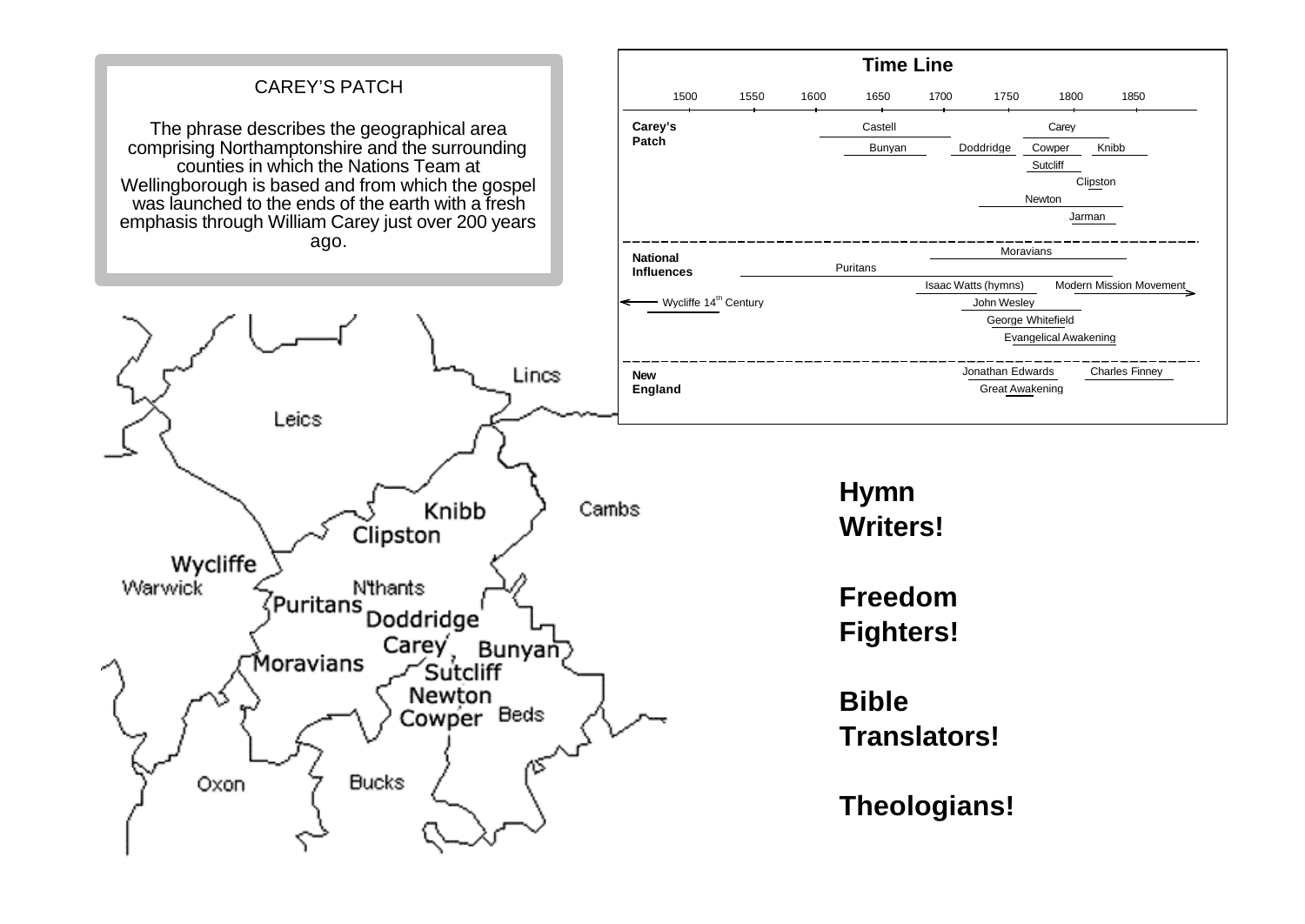## CAREY'S PATCH

The phrase describes the geographical area comprising Northamptonshire and the surrounding counties in which the Nations Team at Wellingborough is based and from which the gospel was launched to the ends of the earth with a fresh emphasis through William Carey just over 200 years ago.

## Time Line

1500 1550 1600 1650 1700 1750 1800 1850

**Carey's Patch**

Castell
Carey
Bunyan
Doddridge
Cowper
Knibb
Sutcliff
Clipston
Newton
Jarman

**National Influences**

Moravians
Puritans
Isaac Watts (hymns)
Modern Mission Movement
Wycliffe 14th Century
John Wesley
George Whitefield
Evangelical Awakening

**New England**

Jonathan Edwards
Charles Finney
Great Awakening

Lincs
Leics
Knibb
Cambs
Clipston
Wycliffe
Warwick
N'thants
Puritans
Doddridge
Carey
Bunyan
Moravians
Sutcliff
Newton
Cowper
Beds
Oxon
Bucks

**Hymn Writers!**

**Freedom Fighters!**

**Bible Translators!**

**Theologians!**